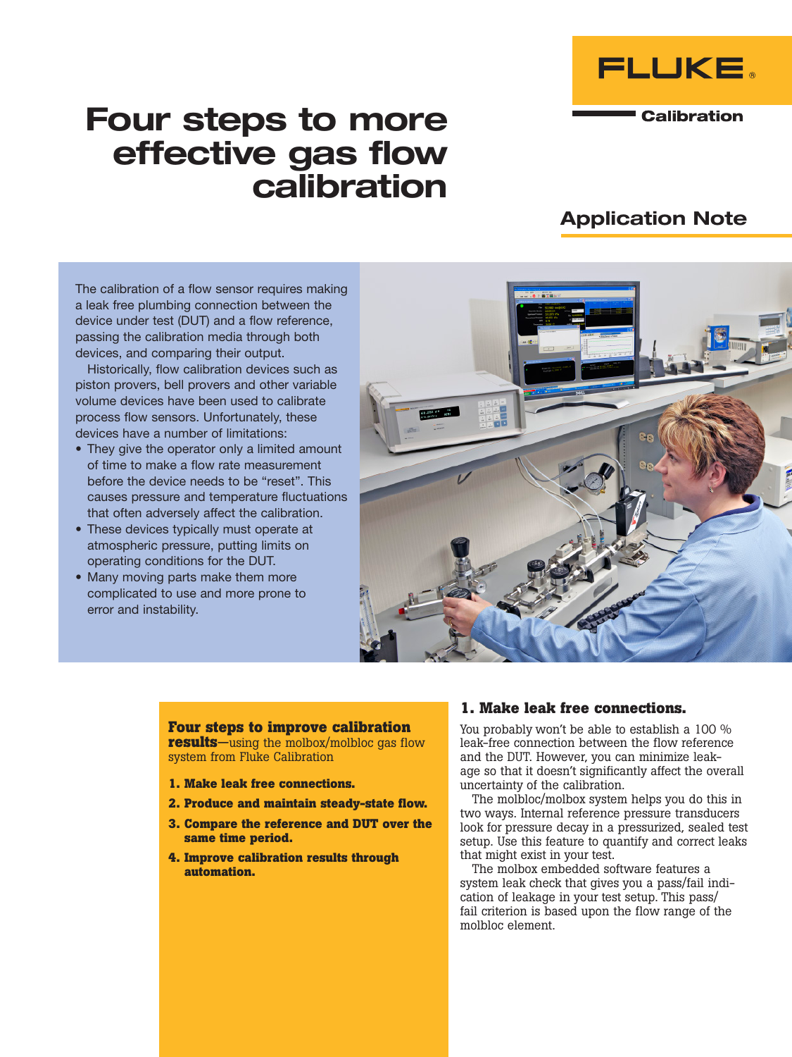# Four steps to more effective gas flow calibration

**FLUKE** Calibration

## Application Note

The calibration of a flow sensor requires making a leak free plumbing connection between the device under test (DUT) and a flow reference, passing the calibration media through both devices, and comparing their output.

Historically, flow calibration devices such as piston provers, bell provers and other variable volume devices have been used to calibrate process flow sensors. Unfortunately, these devices have a number of limitations:

- They give the operator only a limited amount of time to make a flow rate measurement before the device needs to be "reset". This causes pressure and temperature fluctuations that often adversely affect the calibration.
- These devices typically must operate at atmospheric pressure, putting limits on operating conditions for the DUT.
- Many moving parts make them more complicated to use and more prone to error and instability.

**Four steps to improve calibration results**—using the molbox/molbloc gas flow system from Fluke Calibration

1. **Make leak free connections.**
2. **Produce and maintain steady-state flow.**
3. **Compare the reference and DUT over the same time period.**
4. **Improve calibration results through automation.**

### 1. Make leak free connections.

You probably won't be able to establish a 100 % leak-free connection between the flow reference and the DUT. However, you can minimize leakage so that it doesn't significantly affect the overall uncertainty of the calibration.

The molbloc/molbox system helps you do this in two ways. Internal reference pressure transducers look for pressure decay in a pressurized, sealed test setup. Use this feature to quantify and correct leaks that might exist in your test.

The molbox embedded software features a system leak check that gives you a pass/fail indication of leakage in your test setup. This pass/fail criterion is based upon the flow range of the molbloc element.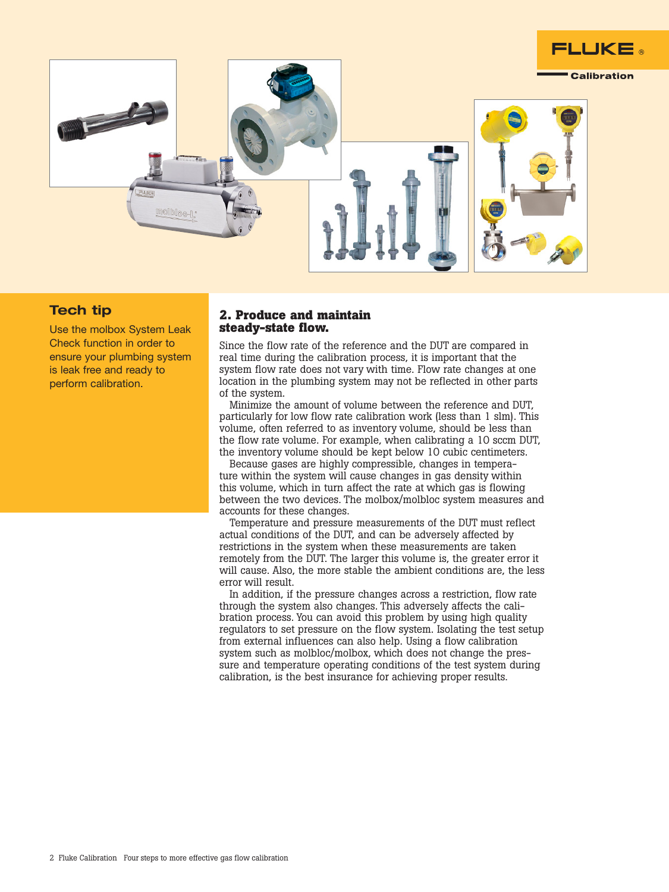### Tech tip

Use the molbox System Leak Check function in order to ensure your plumbing system is leak free and ready to perform calibration.

## 2. Produce and maintain steady-state flow.

Since the flow rate of the reference and the DUT are compared in real time during the calibration process, it is important that the system flow rate does not vary with time. Flow rate changes at one location in the plumbing system may not be reflected in other parts of the system.

Minimize the amount of volume between the reference and DUT, particularly for low flow rate calibration work (less than 1 slm). This volume, often referred to as inventory volume, should be less than the flow rate volume. For example, when calibrating a 10 sccm DUT, the inventory volume should be kept below 10 cubic centimeters.

Because gases are highly compressible, changes in temperature within the system will cause changes in gas density within this volume, which in turn affect the rate at which gas is flowing between the two devices. The molbox/molbloc system measures and accounts for these changes.

Temperature and pressure measurements of the DUT must reflect actual conditions of the DUT, and can be adversely affected by restrictions in the system when these measurements are taken remotely from the DUT. The larger this volume is, the greater error it will cause. Also, the more stable the ambient conditions are, the less error will result.

In addition, if the pressure changes across a restriction, flow rate through the system also changes. This adversely affects the calibration process. You can avoid this problem by using high quality regulators to set pressure on the flow system. Isolating the test setup from external influences can also help. Using a flow calibration system such as molbloc/molbox, which does not change the pressure and temperature operating conditions of the test system during calibration, is the best insurance for achieving proper results.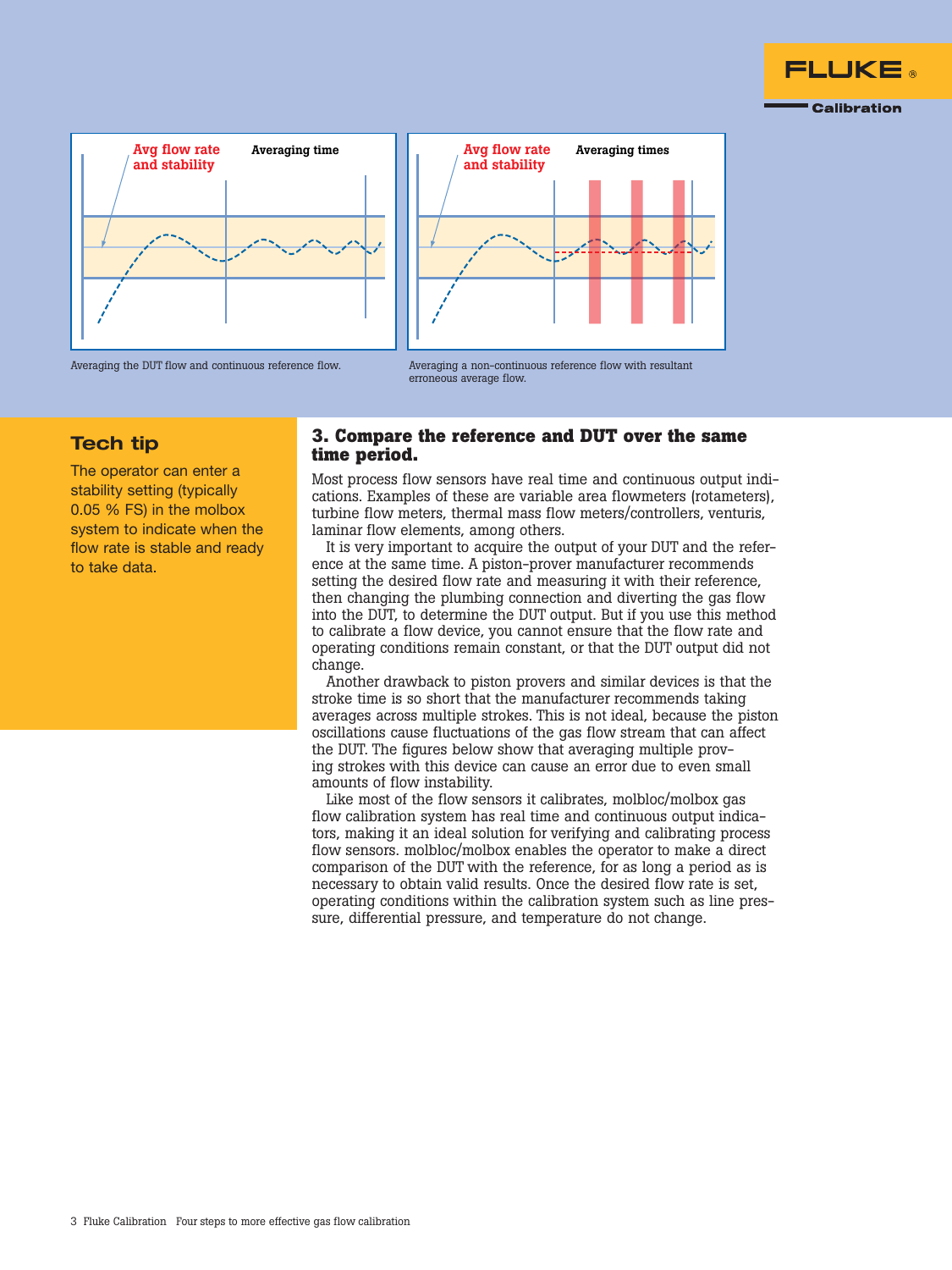Averaging the DUT flow and continuous reference flow.

Averaging a non-continuous reference flow with resultant erroneous average flow.

## Tech tip

The operator can enter a stability setting (typically 0.05 % FS) in the molbox system to indicate when the flow rate is stable and ready to take data.

### 3. Compare the reference and DUT over the same time period.

Most process flow sensors have real time and continuous output indications. Examples of these are variable area flowmeters (rotameters), turbine flow meters, thermal mass flow meters/controllers, venturis, laminar flow elements, among others.

It is very important to acquire the output of your DUT and the reference at the same time. A piston-prover manufacturer recommends setting the desired flow rate and measuring it with their reference, then changing the plumbing connection and diverting the gas flow into the DUT, to determine the DUT output. But if you use this method to calibrate a flow device, you cannot ensure that the flow rate and operating conditions remain constant, or that the DUT output did not change.

Another drawback to piston provers and similar devices is that the stroke time is so short that the manufacturer recommends taking averages across multiple strokes. This is not ideal, because the piston oscillations cause fluctuations of the gas flow stream that can affect the DUT. The figures below show that averaging multiple proving strokes with this device can cause an error due to even small amounts of flow instability.

Like most of the flow sensors it calibrates, molbloc/molbox gas flow calibration system has real time and continuous output indicators, making it an ideal solution for verifying and calibrating process flow sensors. molbloc/molbox enables the operator to make a direct comparison of the DUT with the reference, for as long a period as is necessary to obtain valid results. Once the desired flow rate is set, operating conditions within the calibration system such as line pressure, differential pressure, and temperature do not change.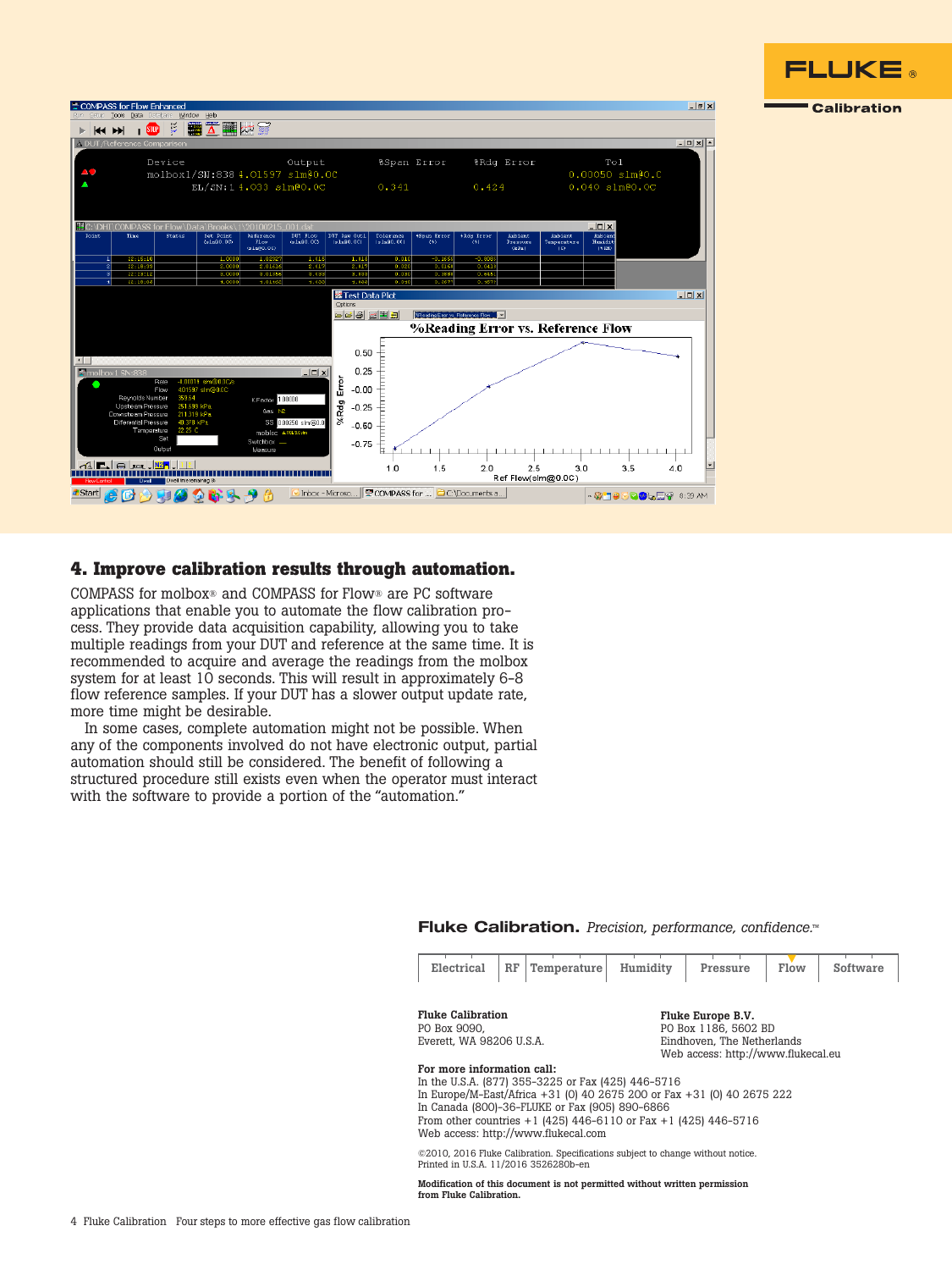FLUKE®

Calibration

## 4. Improve calibration results through automation.

COMPASS for molbox® and COMPASS for Flow® are PC software applications that enable you to automate the flow calibration process. They provide data acquisition capability, allowing you to take multiple readings from your DUT and reference at the same time. It is recommended to acquire and average the readings from the molbox system for at least 10 seconds. This will result in approximately 6-8 flow reference samples. If your DUT has a slower output update rate, more time might be desirable.

In some cases, complete automation might not be possible. When any of the components involved do not have electronic output, partial automation should still be considered. The benefit of following a structured procedure still exists even when the operator must interact with the software to provide a portion of the “automation.”

**Fluke Calibration.** *Precision, performance, confidence.*™

| Electrical | RF | Temperature | Humidity | Pressure | Flow | Software |
|---|---|---|---|---|---|---|

**Fluke Calibration**
PO Box 9090,
Everett, WA 98206 U.S.A.

**Fluke Europe B.V.**
PO Box 1186, 5602 BD
Eindhoven, The Netherlands
Web access: http://www.flukecal.eu

**For more information call:**
In the U.S.A. (877) 355-3225 or Fax (425) 446-5716
In Europe/M-East/Africa +31 (0) 40 2675 200 or Fax +31 (0) 40 2675 222
In Canada (800)-36-FLUKE or Fax (905) 890-6866
From other countries +1 (425) 446-6110 or Fax +1 (425) 446-5716
Web access: http://www.flukecal.com

©2010, 2016 Fluke Calibration. Specifications subject to change without notice.
Printed in U.S.A. 11/2016 3526280b-en

**Modification of this document is not permitted without written permission from Fluke Calibration.**